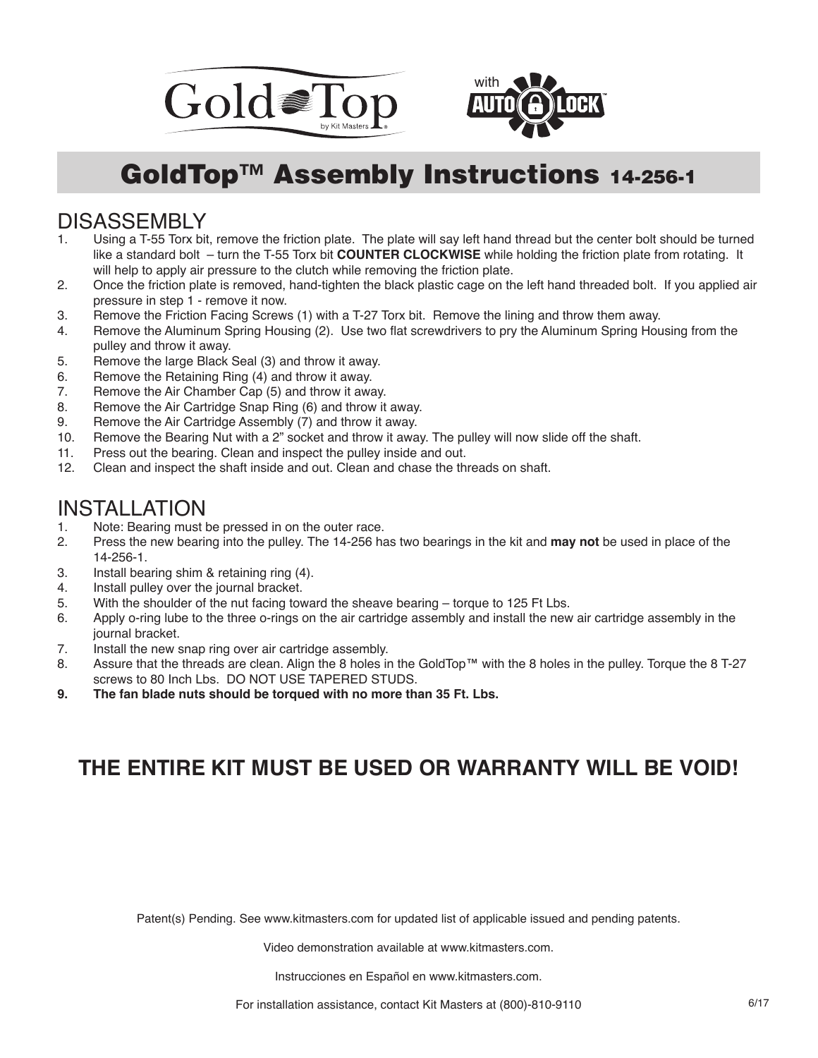# GoldTop™ Assembly Instructions 14-256-1

## DISASSEMBLY

1. Using a T-55 Torx bit, remove the friction plate. The plate will say left hand thread but the center bolt should be turned like a standard bolt – turn the T-55 Torx bit **COUNTER CLOCKWISE** while holding the friction plate from rotating. It will help to apply air pressure to the clutch while removing the friction plate.
2. Once the friction plate is removed, hand-tighten the black plastic cage on the left hand threaded bolt. If you applied air pressure in step 1 - remove it now.
3. Remove the Friction Facing Screws (1) with a T-27 Torx bit. Remove the lining and throw them away.
4. Remove the Aluminum Spring Housing (2). Use two flat screwdrivers to pry the Aluminum Spring Housing from the pulley and throw it away.
5. Remove the large Black Seal (3) and throw it away.
6. Remove the Retaining Ring (4) and throw it away.
7. Remove the Air Chamber Cap (5) and throw it away.
8. Remove the Air Cartridge Snap Ring (6) and throw it away.
9. Remove the Air Cartridge Assembly (7) and throw it away.
10. Remove the Bearing Nut with a 2" socket and throw it away. The pulley will now slide off the shaft.
11. Press out the bearing. Clean and inspect the pulley inside and out.
12. Clean and inspect the shaft inside and out. Clean and chase the threads on shaft.

## INSTALLATION

1. Note: Bearing must be pressed in on the outer race.
2. Press the new bearing into the pulley. The 14-256 has two bearings in the kit and **may not** be used in place of the 14-256-1.
3. Install bearing shim & retaining ring (4).
4. Install pulley over the journal bracket.
5. With the shoulder of the nut facing toward the sheave bearing – torque to 125 Ft Lbs.
6. Apply o-ring lube to the three o-rings on the air cartridge assembly and install the new air cartridge assembly in the journal bracket.
7. Install the new snap ring over air cartridge assembly.
8. Assure that the threads are clean. Align the 8 holes in the GoldTop™ with the 8 holes in the pulley. Torque the 8 T-27 screws to 80 Inch Lbs. DO NOT USE TAPERED STUDS.
9. **The fan blade nuts should be torqued with no more than 35 Ft. Lbs.**

## THE ENTIRE KIT MUST BE USED OR WARRANTY WILL BE VOID!

Patent(s) Pending. See www.kitmasters.com for updated list of applicable issued and pending patents.

Video demonstration available at www.kitmasters.com.

Instrucciones en Español en www.kitmasters.com.

For installation assistance, contact Kit Masters at (800)-810-9110

6/17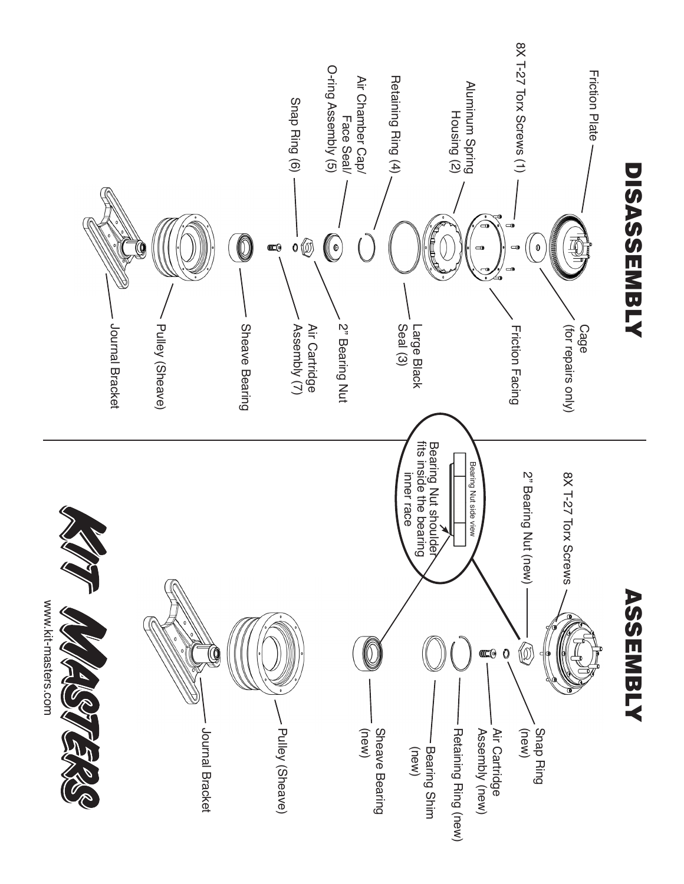# DISASSEMBLY

Friction Plate

8X T-27 Torx Screws (1)

Aluminum Spring Housing (2)

Retaining Ring (4)

Air Chamber Cap/ Face Seal/ O-ring Assembly (5)

Snap Ring (6)

Cage (for repairs only)

Friction Facing

Large Black Seal (3)

2" Bearing Nut

Air Cartridge Assembly (7)

Sheave Bearing

Pulley (Sheave)

Journal Bracket

# ASSEMBLY

8X T-27 Torx Screws

2" Bearing Nut (new)

Bearing Nut side view

Bearing Nut shoulder fits inside the bearing inner race

Snap Ring (new)

Air Cartridge Assembly (new)

Retaining Ring (new)

Bearing Shim (new)

Sheave Bearing (new)

Pulley (Sheave)

Journal Bracket

KIT MASTERS

www.kit-masters.com